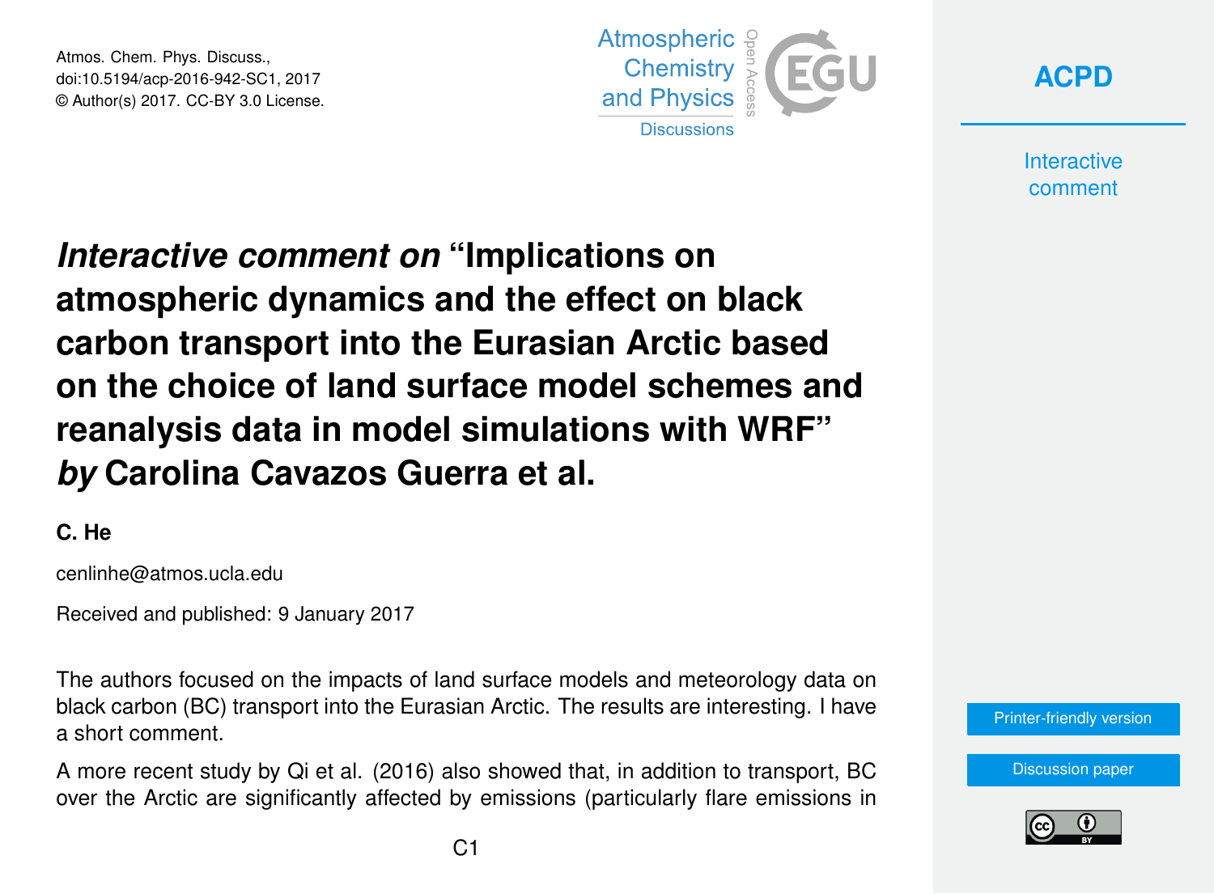# *Interactive comment on* "Implications on atmospheric dynamics and the effect on black carbon transport into the Eurasian Arctic based on the choice of land surface model schemes and reanalysis data in model simulations with WRF" *by* Carolina Cavazos Guerra et al.

**C. He**

cenlinhe@atmos.ucla.edu

Received and published: 9 January 2017

The authors focused on the impacts of land surface models and meteorology data on black carbon (BC) transport into the Eurasian Arctic. The results are interesting. I have a short comment.

A more recent study by Qi et al. (2016) also showed that, in addition to transport, BC over the Arctic are significantly affected by emissions (particularly flare emissions in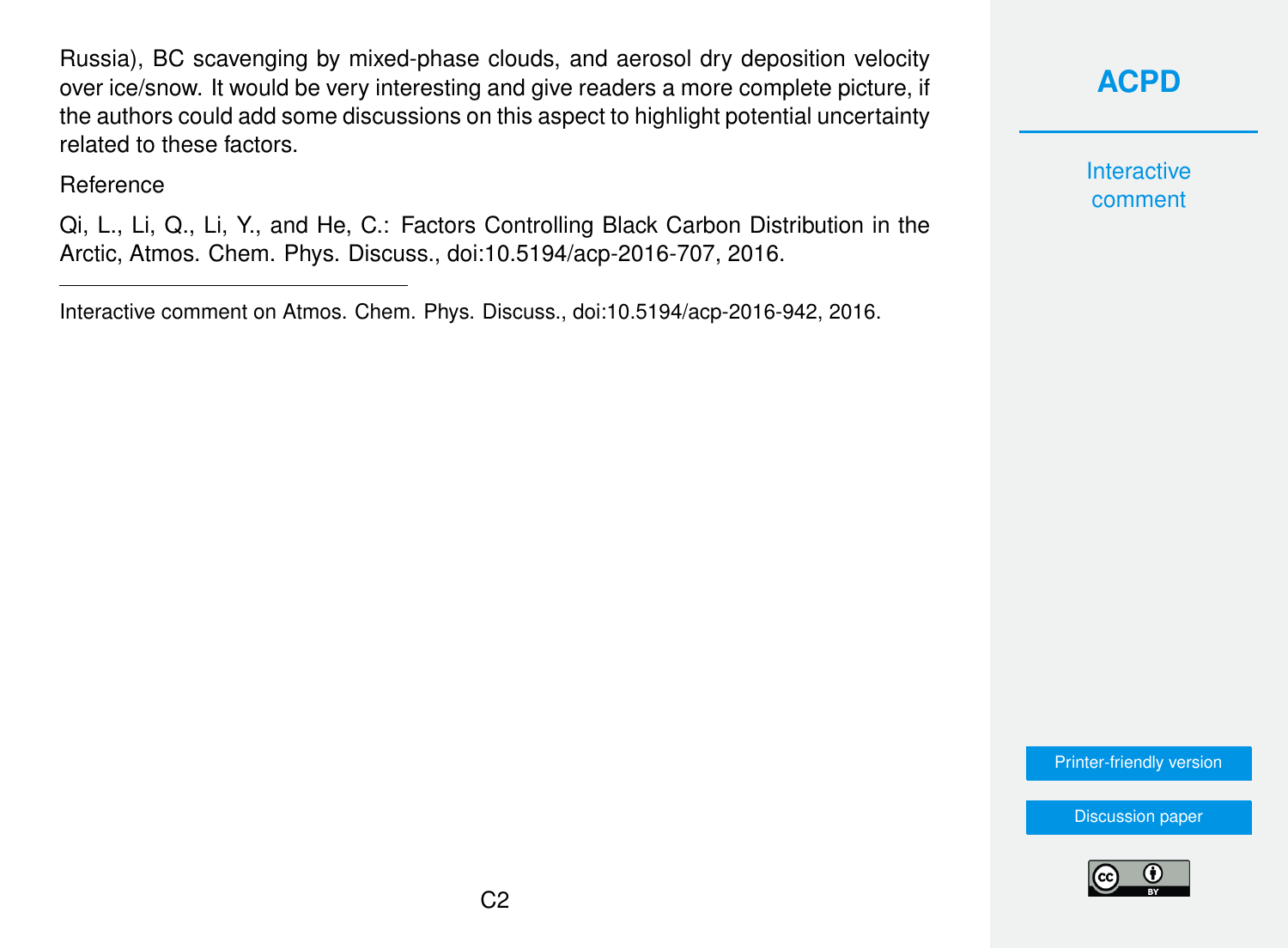Russia), BC scavenging by mixed-phase clouds, and aerosol dry deposition velocity over ice/snow. It would be very interesting and give readers a more complete picture, if the authors could add some discussions on this aspect to highlight potential uncertainty related to these factors.

Reference

Qi, L., Li, Q., Li, Y., and He, C.: Factors Controlling Black Carbon Distribution in the Arctic, Atmos. Chem. Phys. Discuss., doi:10.5194/acp-2016-707, 2016.

---

Interactive comment on Atmos. Chem. Phys. Discuss., doi:10.5194/acp-2016-942, 2016.